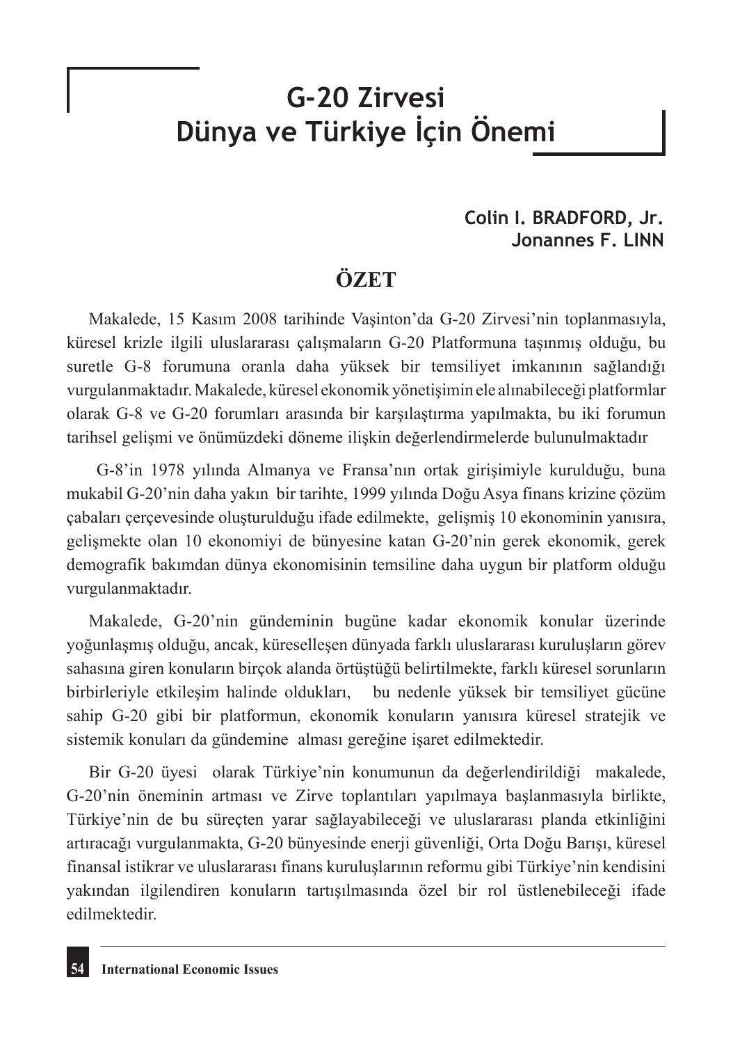# G-20 Zirvesi
# Dünya ve Türkiye İçin Önemi

**Colin I. BRADFORD, Jr.**
**Jonannes F. LINN**

## ÖZET

Makalede, 15 Kasım 2008 tarihinde Vaşinton'da G-20 Zirvesi'nin toplanmasıyla, küresel krizle ilgili uluslararası çalışmaların G-20 Platformuna taşınmış olduğu, bu suretle G-8 forumuna oranla daha yüksek bir temsiliyet imkanının sağlandığı vurgulanmaktadır. Makalede, küresel ekonomik yönetişimin ele alınabileceği platformlar olarak G-8 ve G-20 forumları arasında bir karşılaştırma yapılmakta, bu iki forumun tarihsel gelişmi ve önümüzdeki döneme ilişkin değerlendirmelerde bulunulmaktadır

G-8'in 1978 yılında Almanya ve Fransa'nın ortak girişimiyle kurulduğu, buna mukabil G-20'nin daha yakın bir tarihte, 1999 yılında Doğu Asya finans krizine çözüm çabaları çerçevesinde oluşturulduğu ifade edilmekte, gelişmiş 10 ekonominin yanısıra, gelişmekte olan 10 ekonomiyi de bünyesine katan G-20'nin gerek ekonomik, gerek demografik bakımdan dünya ekonomisinin temsiline daha uygun bir platform olduğu vurgulanmaktadır.

Makalede, G-20'nin gündeminin bugüne kadar ekonomik konular üzerinde yoğunlaşmış olduğu, ancak, küreselleşen dünyada farklı uluslararası kuruluşların görev sahasına giren konuların birçok alanda örtüştüğü belirtilmekte, farklı küresel sorunların birbirleriyle etkileşim halinde oldukları, bu nedenle yüksek bir temsiliyet gücüne sahip G-20 gibi bir platformun, ekonomik konuların yanısıra küresel stratejik ve sistemik konuları da gündemine alması gereğine işaret edilmektedir.

Bir G-20 üyesi olarak Türkiye'nin konumunun da değerlendirildiği makalede, G-20'nin öneminin artması ve Zirve toplantıları yapılmaya başlanmasıyla birlikte, Türkiye'nin de bu süreçten yarar sağlayabileceği ve uluslararası planda etkinliğini artıracağı vurgulanmakta, G-20 bünyesinde enerji güvenliği, Orta Doğu Barışı, küresel finansal istikrar ve uluslararası finans kuruluşlarının reformu gibi Türkiye'nin kendisini yakından ilgilendiren konuların tartışılmasında özel bir rol üstlenebileceği ifade edilmektedir.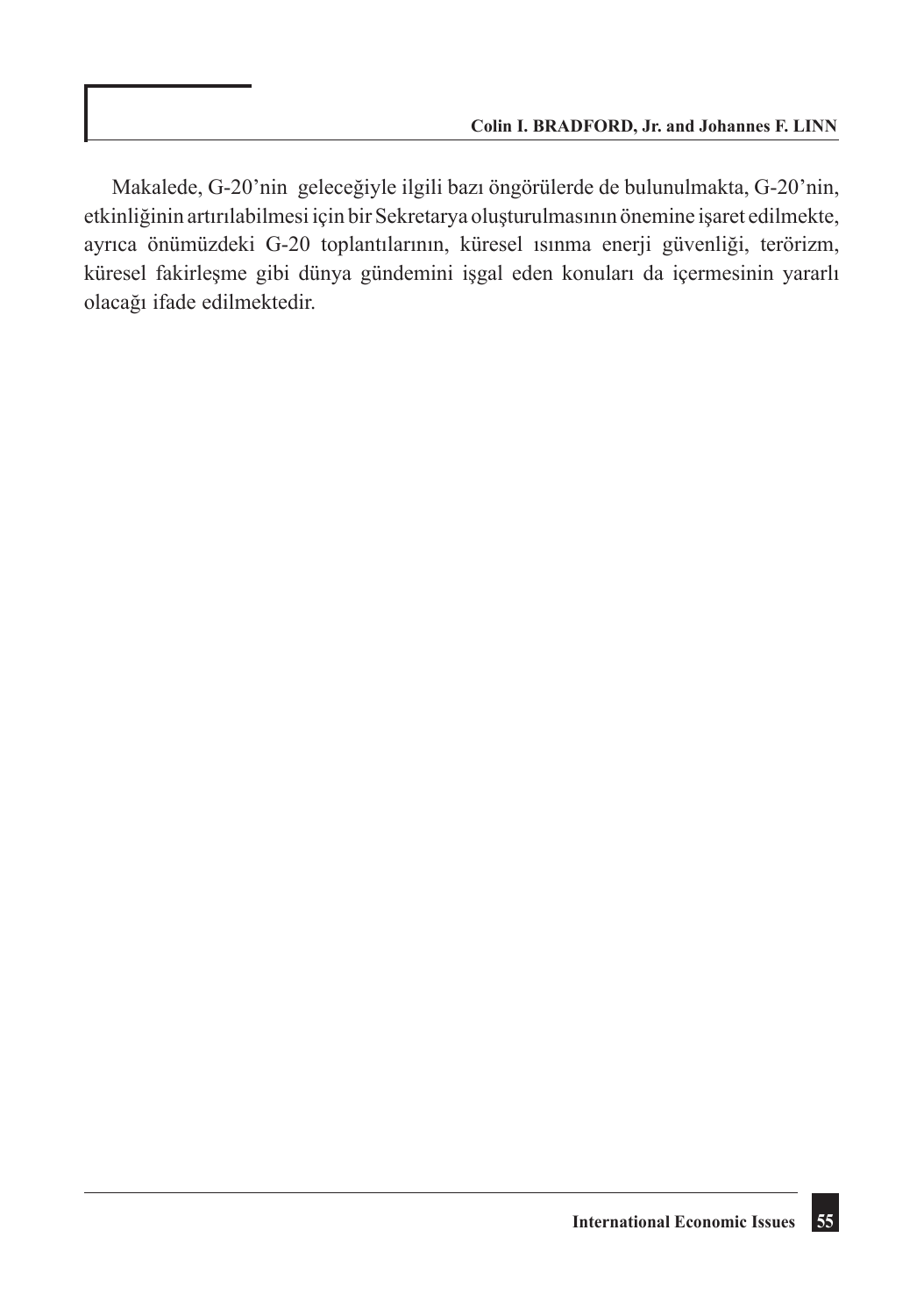Makalede, G-20'nin geleceğiyle ilgili bazı öngörülerde de bulunulmakta, G-20'nin, etkinliğinin artırılabilmesi için bir Sekretarya oluşturulmasının önemine işaret edilmekte, ayrıca önümüzdeki G-20 toplantılarının, küresel ısınma enerji güvenliği, terörizm, küresel fakirleşme gibi dünya gündemini işgal eden konuları da içermesinin yararlı olacağı ifade edilmektedir.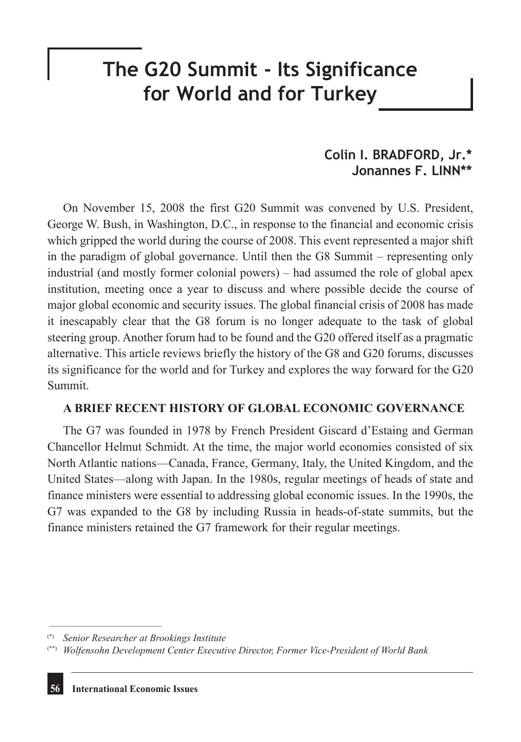# The G20 Summit - Its Significance for World and for Turkey

**Colin I. BRADFORD, Jr.\***
**Jonannes F. LINN\*\***

On November 15, 2008 the first G20 Summit was convened by U.S. President, George W. Bush, in Washington, D.C., in response to the financial and economic crisis which gripped the world during the course of 2008. This event represented a major shift in the paradigm of global governance. Until then the G8 Summit – representing only industrial (and mostly former colonial powers) – had assumed the role of global apex institution, meeting once a year to discuss and where possible decide the course of major global economic and security issues. The global financial crisis of 2008 has made it inescapably clear that the G8 forum is no longer adequate to the task of global steering group. Another forum had to be found and the G20 offered itself as a pragmatic alternative. This article reviews briefly the history of the G8 and G20 forums, discusses its significance for the world and for Turkey and explores the way forward for the G20 Summit.

## A BRIEF RECENT HISTORY OF GLOBAL ECONOMIC GOVERNANCE

The G7 was founded in 1978 by French President Giscard d'Estaing and German Chancellor Helmut Schmidt. At the time, the major world economies consisted of six North Atlantic nations—Canada, France, Germany, Italy, the United Kingdom, and the United States—along with Japan. In the 1980s, regular meetings of heads of state and finance ministers were essential to addressing global economic issues. In the 1990s, the G7 was expanded to the G8 by including Russia in heads-of-state summits, but the finance ministers retained the G7 framework for their regular meetings.

(\*) *Senior Researcher at Brookings Institute*

(\*\*) *Wolfensohn Development Center Executive Director, Former Vice-President of World Bank*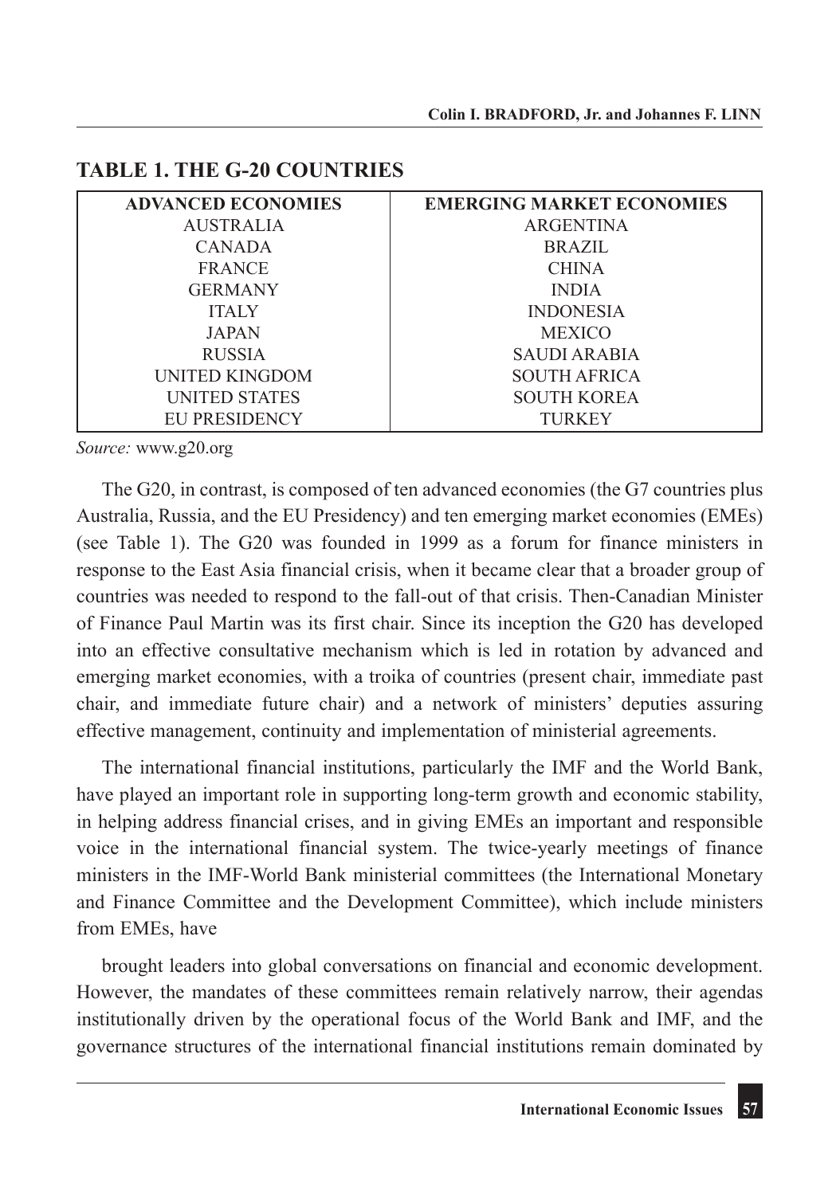## TABLE 1. THE G-20 COUNTRIES

| ADVANCED ECONOMIES | EMERGING MARKET ECONOMIES |
|---|---|
| AUSTRALIA | ARGENTINA |
| CANADA | BRAZIL |
| FRANCE | CHINA |
| GERMANY | INDIA |
| ITALY | INDONESIA |
| JAPAN | MEXICO |
| RUSSIA | SAUDI ARABIA |
| UNITED KINGDOM | SOUTH AFRICA |
| UNITED STATES | SOUTH KOREA |
| EU PRESIDENCY | TURKEY |

*Source:* www.g20.org

The G20, in contrast, is composed of ten advanced economies (the G7 countries plus Australia, Russia, and the EU Presidency) and ten emerging market economies (EMEs) (see Table 1). The G20 was founded in 1999 as a forum for finance ministers in response to the East Asia financial crisis, when it became clear that a broader group of countries was needed to respond to the fall-out of that crisis. Then-Canadian Minister of Finance Paul Martin was its first chair. Since its inception the G20 has developed into an effective consultative mechanism which is led in rotation by advanced and emerging market economies, with a troika of countries (present chair, immediate past chair, and immediate future chair) and a network of ministers' deputies assuring effective management, continuity and implementation of ministerial agreements.

The international financial institutions, particularly the IMF and the World Bank, have played an important role in supporting long-term growth and economic stability, in helping address financial crises, and in giving EMEs an important and responsible voice in the international financial system. The twice-yearly meetings of finance ministers in the IMF-World Bank ministerial committees (the International Monetary and Finance Committee and the Development Committee), which include ministers from EMEs, have

brought leaders into global conversations on financial and economic development. However, the mandates of these committees remain relatively narrow, their agendas institutionally driven by the operational focus of the World Bank and IMF, and the governance structures of the international financial institutions remain dominated by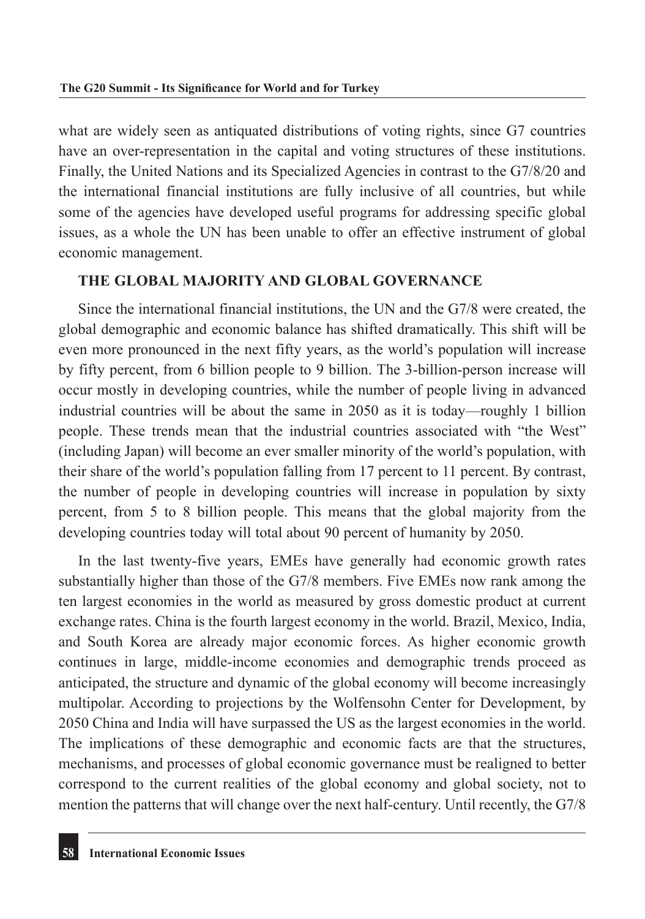what are widely seen as antiquated distributions of voting rights, since G7 countries have an over-representation in the capital and voting structures of these institutions. Finally, the United Nations and its Specialized Agencies in contrast to the G7/8/20 and the international financial institutions are fully inclusive of all countries, but while some of the agencies have developed useful programs for addressing specific global issues, as a whole the UN has been unable to offer an effective instrument of global economic management.

## THE GLOBAL MAJORITY AND GLOBAL GOVERNANCE

Since the international financial institutions, the UN and the G7/8 were created, the global demographic and economic balance has shifted dramatically. This shift will be even more pronounced in the next fifty years, as the world's population will increase by fifty percent, from 6 billion people to 9 billion. The 3-billion-person increase will occur mostly in developing countries, while the number of people living in advanced industrial countries will be about the same in 2050 as it is today—roughly 1 billion people. These trends mean that the industrial countries associated with "the West" (including Japan) will become an ever smaller minority of the world's population, with their share of the world's population falling from 17 percent to 11 percent. By contrast, the number of people in developing countries will increase in population by sixty percent, from 5 to 8 billion people. This means that the global majority from the developing countries today will total about 90 percent of humanity by 2050.

In the last twenty-five years, EMEs have generally had economic growth rates substantially higher than those of the G7/8 members. Five EMEs now rank among the ten largest economies in the world as measured by gross domestic product at current exchange rates. China is the fourth largest economy in the world. Brazil, Mexico, India, and South Korea are already major economic forces. As higher economic growth continues in large, middle-income economies and demographic trends proceed as anticipated, the structure and dynamic of the global economy will become increasingly multipolar. According to projections by the Wolfensohn Center for Development, by 2050 China and India will have surpassed the US as the largest economies in the world. The implications of these demographic and economic facts are that the structures, mechanisms, and processes of global economic governance must be realigned to better correspond to the current realities of the global economy and global society, not to mention the patterns that will change over the next half-century. Until recently, the G7/8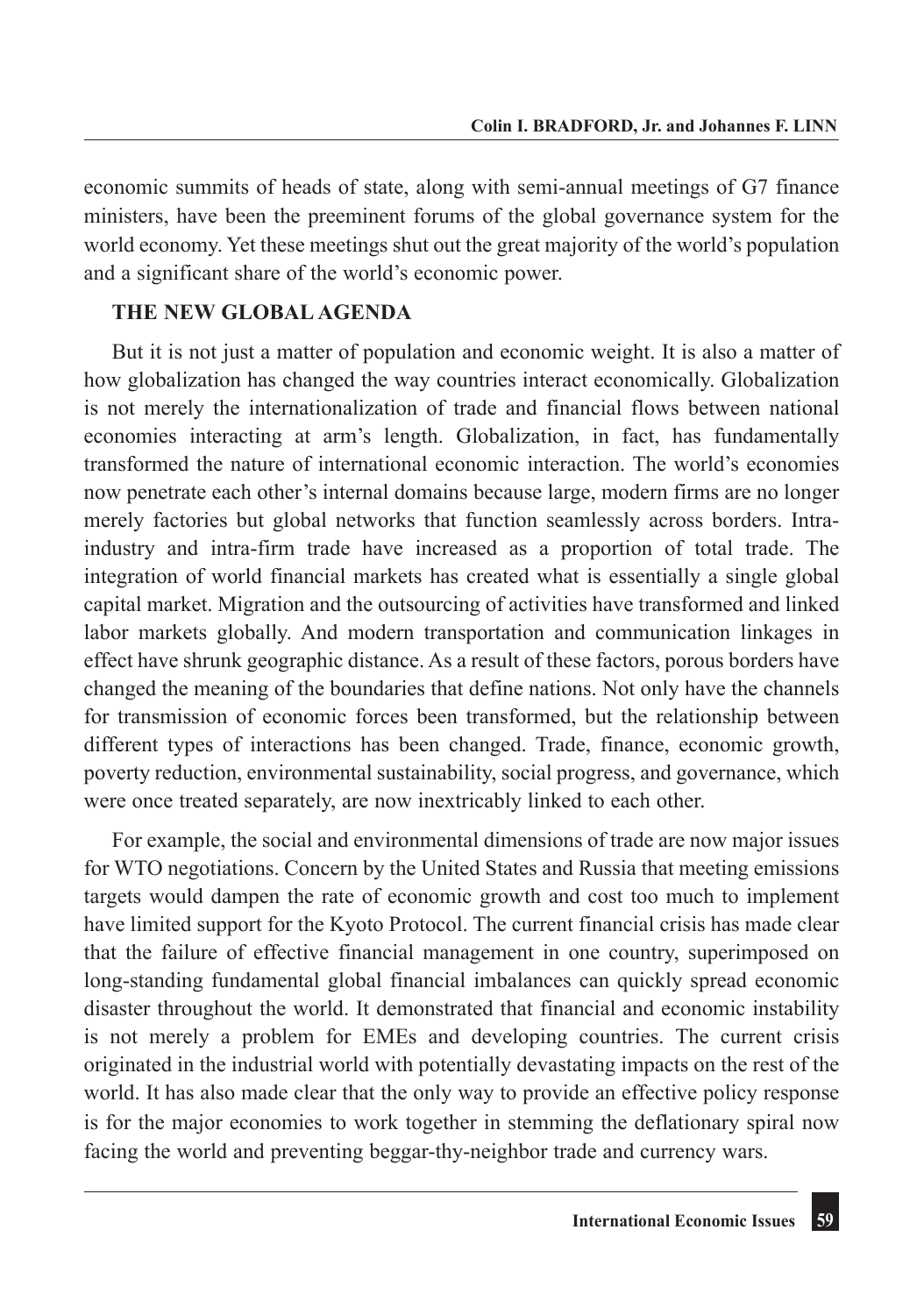economic summits of heads of state, along with semi-annual meetings of G7 finance ministers, have been the preeminent forums of the global governance system for the world economy. Yet these meetings shut out the great majority of the world's population and a significant share of the world's economic power.

## THE NEW GLOBAL AGENDA

But it is not just a matter of population and economic weight. It is also a matter of how globalization has changed the way countries interact economically. Globalization is not merely the internationalization of trade and financial flows between national economies interacting at arm's length. Globalization, in fact, has fundamentally transformed the nature of international economic interaction. The world's economies now penetrate each other's internal domains because large, modern firms are no longer merely factories but global networks that function seamlessly across borders. Intra-industry and intra-firm trade have increased as a proportion of total trade. The integration of world financial markets has created what is essentially a single global capital market. Migration and the outsourcing of activities have transformed and linked labor markets globally. And modern transportation and communication linkages in effect have shrunk geographic distance. As a result of these factors, porous borders have changed the meaning of the boundaries that define nations. Not only have the channels for transmission of economic forces been transformed, but the relationship between different types of interactions has been changed. Trade, finance, economic growth, poverty reduction, environmental sustainability, social progress, and governance, which were once treated separately, are now inextricably linked to each other.

For example, the social and environmental dimensions of trade are now major issues for WTO negotiations. Concern by the United States and Russia that meeting emissions targets would dampen the rate of economic growth and cost too much to implement have limited support for the Kyoto Protocol. The current financial crisis has made clear that the failure of effective financial management in one country, superimposed on long-standing fundamental global financial imbalances can quickly spread economic disaster throughout the world. It demonstrated that financial and economic instability is not merely a problem for EMEs and developing countries. The current crisis originated in the industrial world with potentially devastating impacts on the rest of the world. It has also made clear that the only way to provide an effective policy response is for the major economies to work together in stemming the deflationary spiral now facing the world and preventing beggar-thy-neighbor trade and currency wars.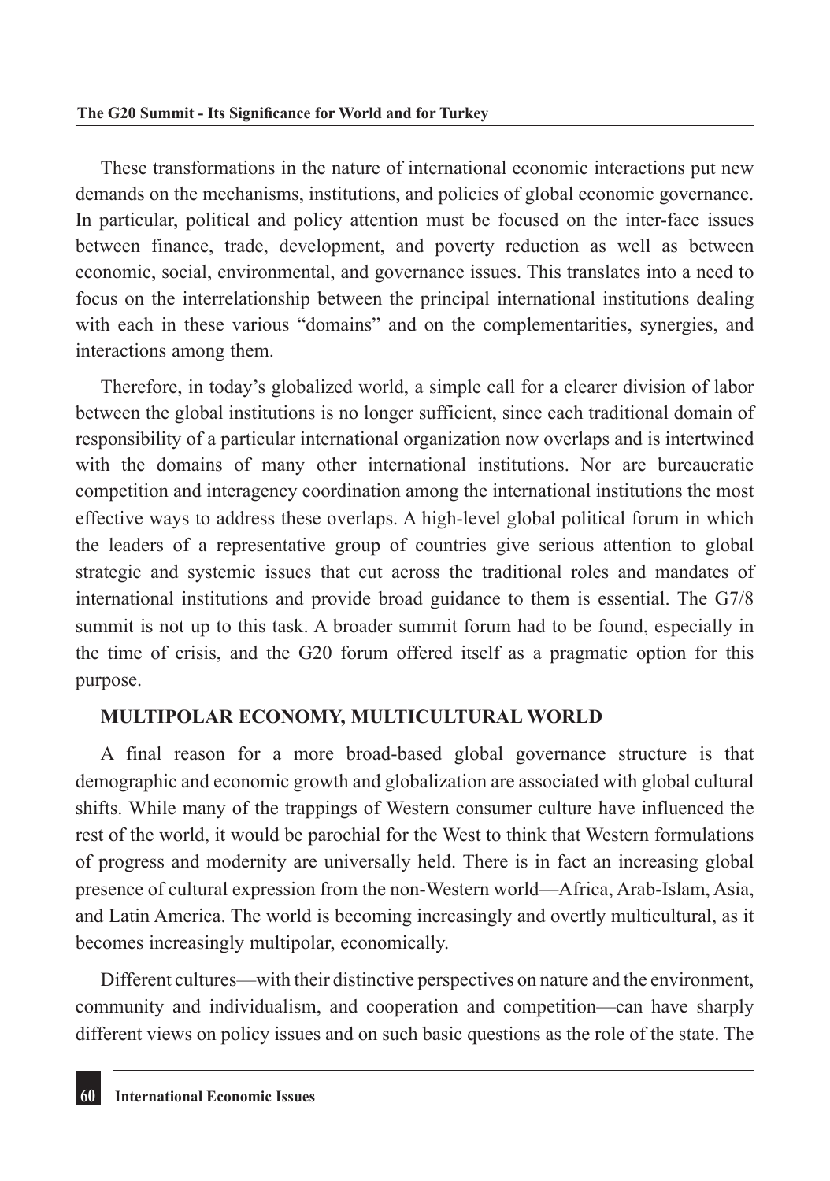These transformations in the nature of international economic interactions put new demands on the mechanisms, institutions, and policies of global economic governance. In particular, political and policy attention must be focused on the inter-face issues between finance, trade, development, and poverty reduction as well as between economic, social, environmental, and governance issues. This translates into a need to focus on the interrelationship between the principal international institutions dealing with each in these various "domains" and on the complementarities, synergies, and interactions among them.

Therefore, in today's globalized world, a simple call for a clearer division of labor between the global institutions is no longer sufficient, since each traditional domain of responsibility of a particular international organization now overlaps and is intertwined with the domains of many other international institutions. Nor are bureaucratic competition and interagency coordination among the international institutions the most effective ways to address these overlaps. A high-level global political forum in which the leaders of a representative group of countries give serious attention to global strategic and systemic issues that cut across the traditional roles and mandates of international institutions and provide broad guidance to them is essential. The G7/8 summit is not up to this task. A broader summit forum had to be found, especially in the time of crisis, and the G20 forum offered itself as a pragmatic option for this purpose.

## MULTIPOLAR ECONOMY, MULTICULTURAL WORLD

A final reason for a more broad-based global governance structure is that demographic and economic growth and globalization are associated with global cultural shifts. While many of the trappings of Western consumer culture have influenced the rest of the world, it would be parochial for the West to think that Western formulations of progress and modernity are universally held. There is in fact an increasing global presence of cultural expression from the non-Western world—Africa, Arab-Islam, Asia, and Latin America. The world is becoming increasingly and overtly multicultural, as it becomes increasingly multipolar, economically.

Different cultures—with their distinctive perspectives on nature and the environment, community and individualism, and cooperation and competition—can have sharply different views on policy issues and on such basic questions as the role of the state. The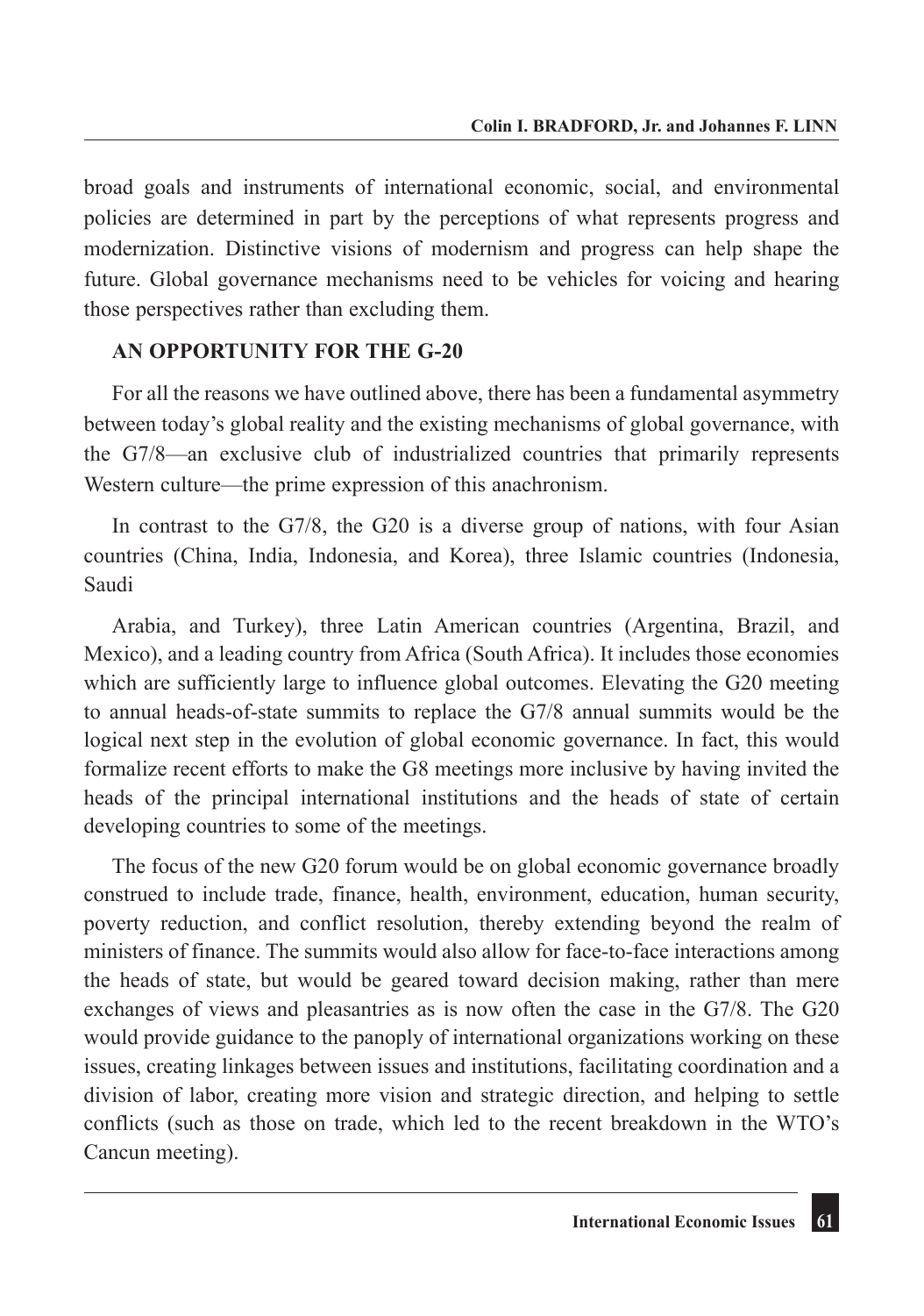broad goals and instruments of international economic, social, and environmental policies are determined in part by the perceptions of what represents progress and modernization. Distinctive visions of modernism and progress can help shape the future. Global governance mechanisms need to be vehicles for voicing and hearing those perspectives rather than excluding them.

## AN OPPORTUNITY FOR THE G-20

For all the reasons we have outlined above, there has been a fundamental asymmetry between today's global reality and the existing mechanisms of global governance, with the G7/8—an exclusive club of industrialized countries that primarily represents Western culture—the prime expression of this anachronism.

In contrast to the G7/8, the G20 is a diverse group of nations, with four Asian countries (China, India, Indonesia, and Korea), three Islamic countries (Indonesia, Saudi Arabia, and Turkey), three Latin American countries (Argentina, Brazil, and Mexico), and a leading country from Africa (South Africa). It includes those economies which are sufficiently large to influence global outcomes. Elevating the G20 meeting to annual heads-of-state summits to replace the G7/8 annual summits would be the logical next step in the evolution of global economic governance. In fact, this would formalize recent efforts to make the G8 meetings more inclusive by having invited the heads of the principal international institutions and the heads of state of certain developing countries to some of the meetings.

The focus of the new G20 forum would be on global economic governance broadly construed to include trade, finance, health, environment, education, human security, poverty reduction, and conflict resolution, thereby extending beyond the realm of ministers of finance. The summits would also allow for face-to-face interactions among the heads of state, but would be geared toward decision making, rather than mere exchanges of views and pleasantries as is now often the case in the G7/8. The G20 would provide guidance to the panoply of international organizations working on these issues, creating linkages between issues and institutions, facilitating coordination and a division of labor, creating more vision and strategic direction, and helping to settle conflicts (such as those on trade, which led to the recent breakdown in the WTO's Cancun meeting).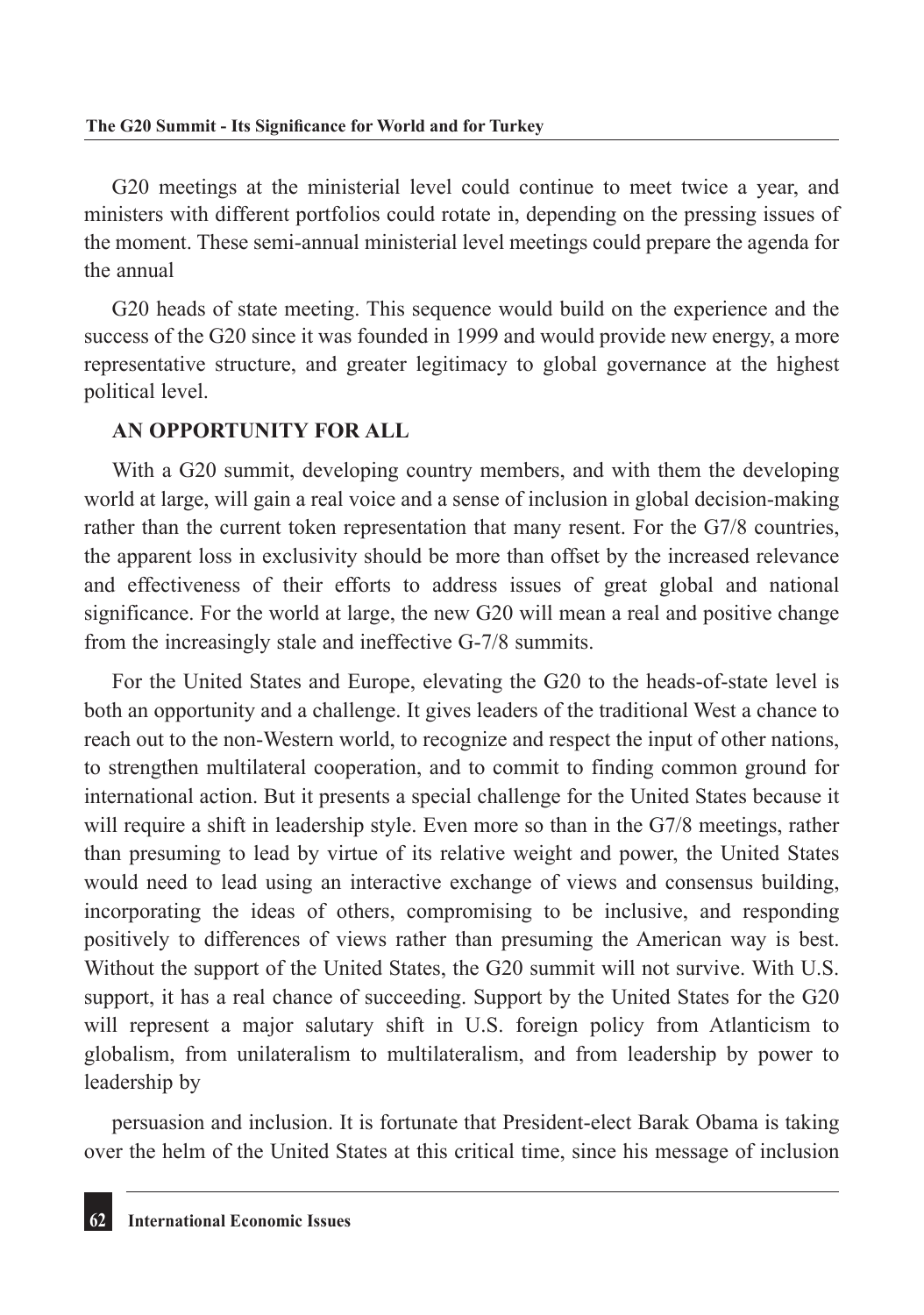G20 meetings at the ministerial level could continue to meet twice a year, and ministers with different portfolios could rotate in, depending on the pressing issues of the moment. These semi-annual ministerial level meetings could prepare the agenda for the annual

G20 heads of state meeting. This sequence would build on the experience and the success of the G20 since it was founded in 1999 and would provide new energy, a more representative structure, and greater legitimacy to global governance at the highest political level.

**AN OPPORTUNITY FOR ALL**

With a G20 summit, developing country members, and with them the developing world at large, will gain a real voice and a sense of inclusion in global decision-making rather than the current token representation that many resent. For the G7/8 countries, the apparent loss in exclusivity should be more than offset by the increased relevance and effectiveness of their efforts to address issues of great global and national significance. For the world at large, the new G20 will mean a real and positive change from the increasingly stale and ineffective G-7/8 summits.

For the United States and Europe, elevating the G20 to the heads-of-state level is both an opportunity and a challenge. It gives leaders of the traditional West a chance to reach out to the non-Western world, to recognize and respect the input of other nations, to strengthen multilateral cooperation, and to commit to finding common ground for international action. But it presents a special challenge for the United States because it will require a shift in leadership style. Even more so than in the G7/8 meetings, rather than presuming to lead by virtue of its relative weight and power, the United States would need to lead using an interactive exchange of views and consensus building, incorporating the ideas of others, compromising to be inclusive, and responding positively to differences of views rather than presuming the American way is best. Without the support of the United States, the G20 summit will not survive. With U.S. support, it has a real chance of succeeding. Support by the United States for the G20 will represent a major salutary shift in U.S. foreign policy from Atlanticism to globalism, from unilateralism to multilateralism, and from leadership by power to leadership by

persuasion and inclusion. It is fortunate that President-elect Barak Obama is taking over the helm of the United States at this critical time, since his message of inclusion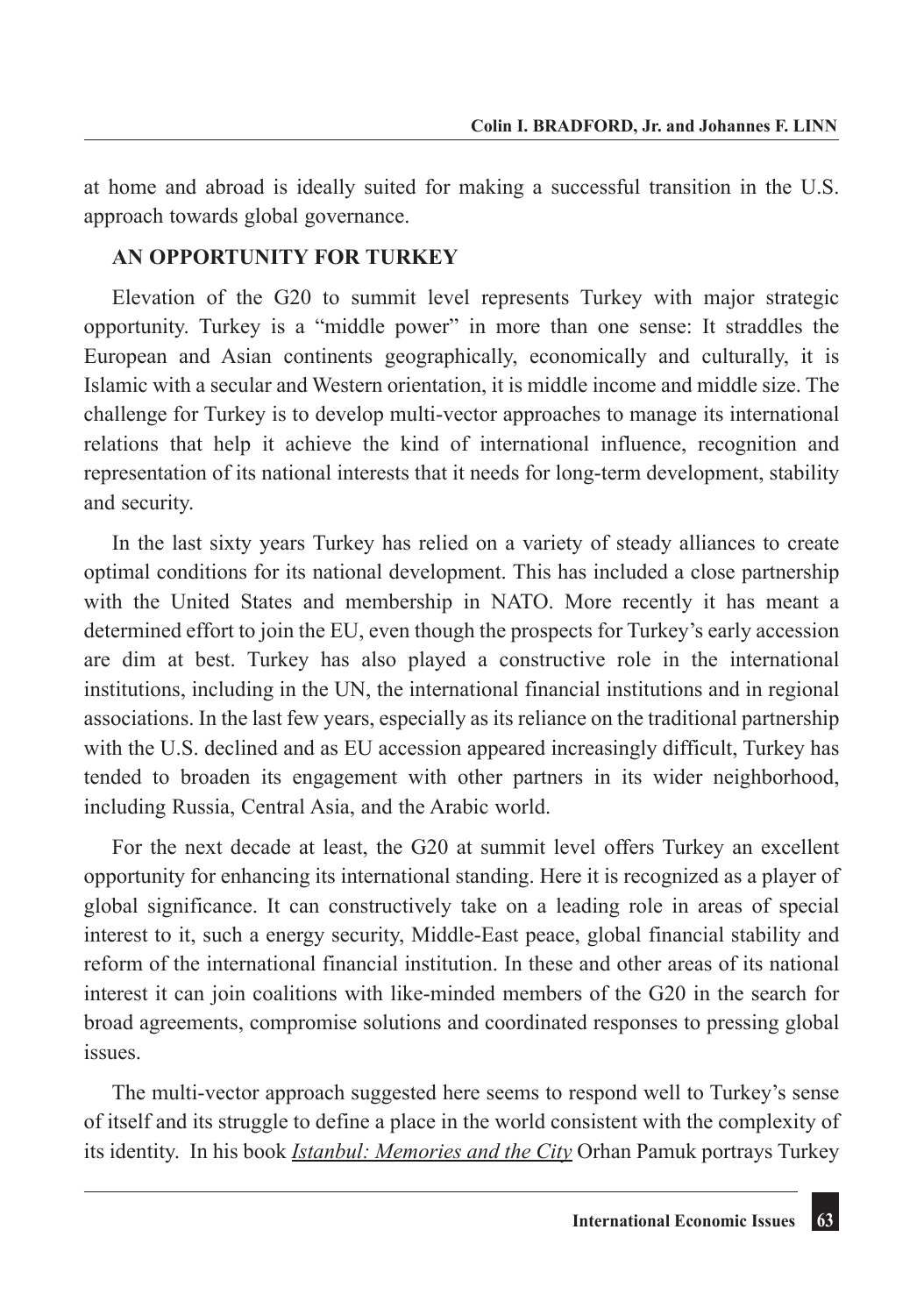at home and abroad is ideally suited for making a successful transition in the U.S. approach towards global governance.

## AN OPPORTUNITY FOR TURKEY

Elevation of the G20 to summit level represents Turkey with major strategic opportunity. Turkey is a "middle power" in more than one sense: It straddles the European and Asian continents geographically, economically and culturally, it is Islamic with a secular and Western orientation, it is middle income and middle size. The challenge for Turkey is to develop multi-vector approaches to manage its international relations that help it achieve the kind of international influence, recognition and representation of its national interests that it needs for long-term development, stability and security.

In the last sixty years Turkey has relied on a variety of steady alliances to create optimal conditions for its national development. This has included a close partnership with the United States and membership in NATO. More recently it has meant a determined effort to join the EU, even though the prospects for Turkey's early accession are dim at best. Turkey has also played a constructive role in the international institutions, including in the UN, the international financial institutions and in regional associations. In the last few years, especially as its reliance on the traditional partnership with the U.S. declined and as EU accession appeared increasingly difficult, Turkey has tended to broaden its engagement with other partners in its wider neighborhood, including Russia, Central Asia, and the Arabic world.

For the next decade at least, the G20 at summit level offers Turkey an excellent opportunity for enhancing its international standing. Here it is recognized as a player of global significance. It can constructively take on a leading role in areas of special interest to it, such a energy security, Middle-East peace, global financial stability and reform of the international financial institution. In these and other areas of its national interest it can join coalitions with like-minded members of the G20 in the search for broad agreements, compromise solutions and coordinated responses to pressing global issues.

The multi-vector approach suggested here seems to respond well to Turkey's sense of itself and its struggle to define a place in the world consistent with the complexity of its identity. In his book *Istanbul: Memories and the City* Orhan Pamuk portrays Turkey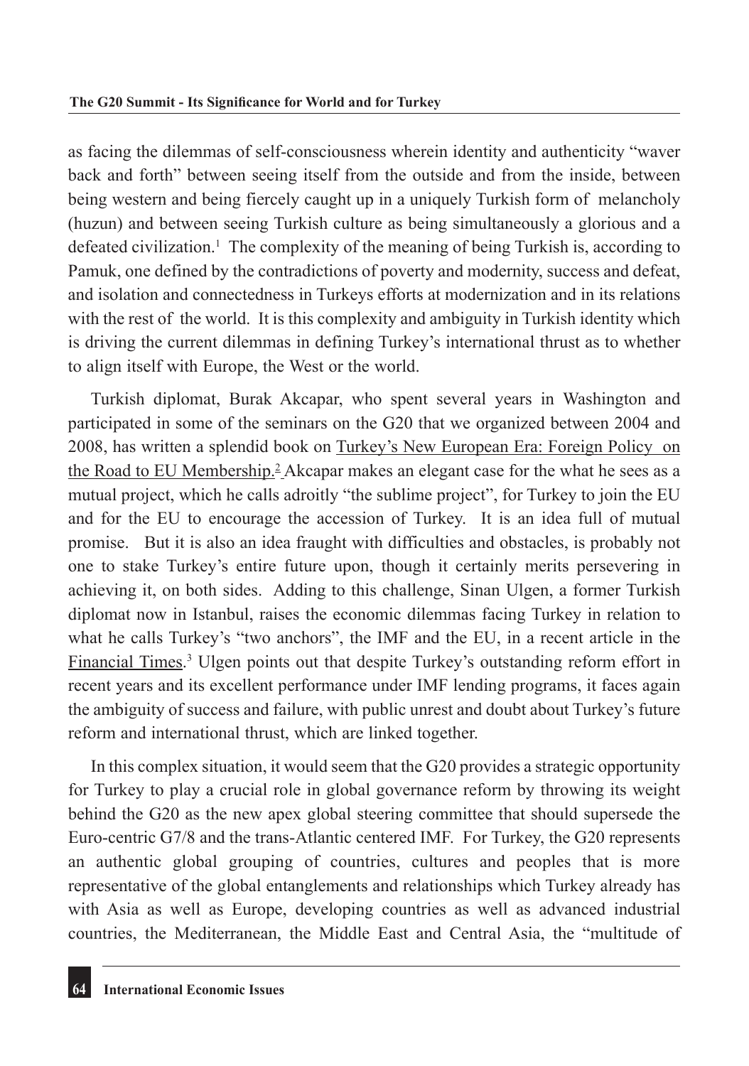as facing the dilemmas of self-consciousness wherein identity and authenticity "waver back and forth" between seeing itself from the outside and from the inside, between being western and being fiercely caught up in a uniquely Turkish form of melancholy (huzun) and between seeing Turkish culture as being simultaneously a glorious and a defeated civilization.[1] The complexity of the meaning of being Turkish is, according to Pamuk, one defined by the contradictions of poverty and modernity, success and defeat, and isolation and connectedness in Turkeys efforts at modernization and in its relations with the rest of the world. It is this complexity and ambiguity in Turkish identity which is driving the current dilemmas in defining Turkey's international thrust as to whether to align itself with Europe, the West or the world.

Turkish diplomat, Burak Akcapar, who spent several years in Washington and participated in some of the seminars on the G20 that we organized between 2004 and 2008, has written a splendid book on Turkey's New European Era: Foreign Policy on the Road to EU Membership.[2] Akcapar makes an elegant case for the what he sees as a mutual project, which he calls adroitly "the sublime project", for Turkey to join the EU and for the EU to encourage the accession of Turkey. It is an idea full of mutual promise. But it is also an idea fraught with difficulties and obstacles, is probably not one to stake Turkey's entire future upon, though it certainly merits persevering in achieving it, on both sides. Adding to this challenge, Sinan Ulgen, a former Turkish diplomat now in Istanbul, raises the economic dilemmas facing Turkey in relation to what he calls Turkey's "two anchors", the IMF and the EU, in a recent article in the Financial Times.[3] Ulgen points out that despite Turkey's outstanding reform effort in recent years and its excellent performance under IMF lending programs, it faces again the ambiguity of success and failure, with public unrest and doubt about Turkey's future reform and international thrust, which are linked together.

In this complex situation, it would seem that the G20 provides a strategic opportunity for Turkey to play a crucial role in global governance reform by throwing its weight behind the G20 as the new apex global steering committee that should supersede the Euro-centric G7/8 and the trans-Atlantic centered IMF. For Turkey, the G20 represents an authentic global grouping of countries, cultures and peoples that is more representative of the global entanglements and relationships which Turkey already has with Asia as well as Europe, developing countries as well as advanced industrial countries, the Mediterranean, the Middle East and Central Asia, the "multitude of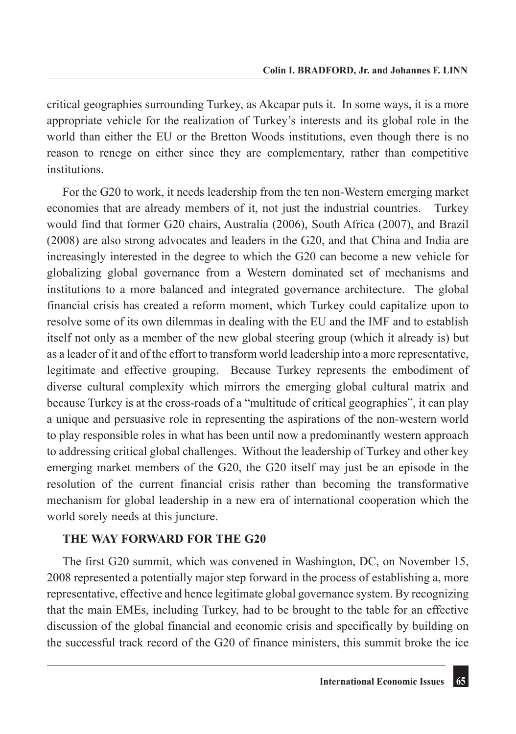critical geographies surrounding Turkey, as Akcapar puts it. In some ways, it is a more appropriate vehicle for the realization of Turkey's interests and its global role in the world than either the EU or the Bretton Woods institutions, even though there is no reason to renege on either since they are complementary, rather than competitive institutions.

For the G20 to work, it needs leadership from the ten non-Western emerging market economies that are already members of it, not just the industrial countries. Turkey would find that former G20 chairs, Australia (2006), South Africa (2007), and Brazil (2008) are also strong advocates and leaders in the G20, and that China and India are increasingly interested in the degree to which the G20 can become a new vehicle for globalizing global governance from a Western dominated set of mechanisms and institutions to a more balanced and integrated governance architecture. The global financial crisis has created a reform moment, which Turkey could capitalize upon to resolve some of its own dilemmas in dealing with the EU and the IMF and to establish itself not only as a member of the new global steering group (which it already is) but as a leader of it and of the effort to transform world leadership into a more representative, legitimate and effective grouping. Because Turkey represents the embodiment of diverse cultural complexity which mirrors the emerging global cultural matrix and because Turkey is at the cross-roads of a "multitude of critical geographies", it can play a unique and persuasive role in representing the aspirations of the non-western world to play responsible roles in what has been until now a predominantly western approach to addressing critical global challenges. Without the leadership of Turkey and other key emerging market members of the G20, the G20 itself may just be an episode in the resolution of the current financial crisis rather than becoming the transformative mechanism for global leadership in a new era of international cooperation which the world sorely needs at this juncture.

## THE WAY FORWARD FOR THE G20

The first G20 summit, which was convened in Washington, DC, on November 15, 2008 represented a potentially major step forward in the process of establishing a, more representative, effective and hence legitimate global governance system. By recognizing that the main EMEs, including Turkey, had to be brought to the table for an effective discussion of the global financial and economic crisis and specifically by building on the successful track record of the G20 of finance ministers, this summit broke the ice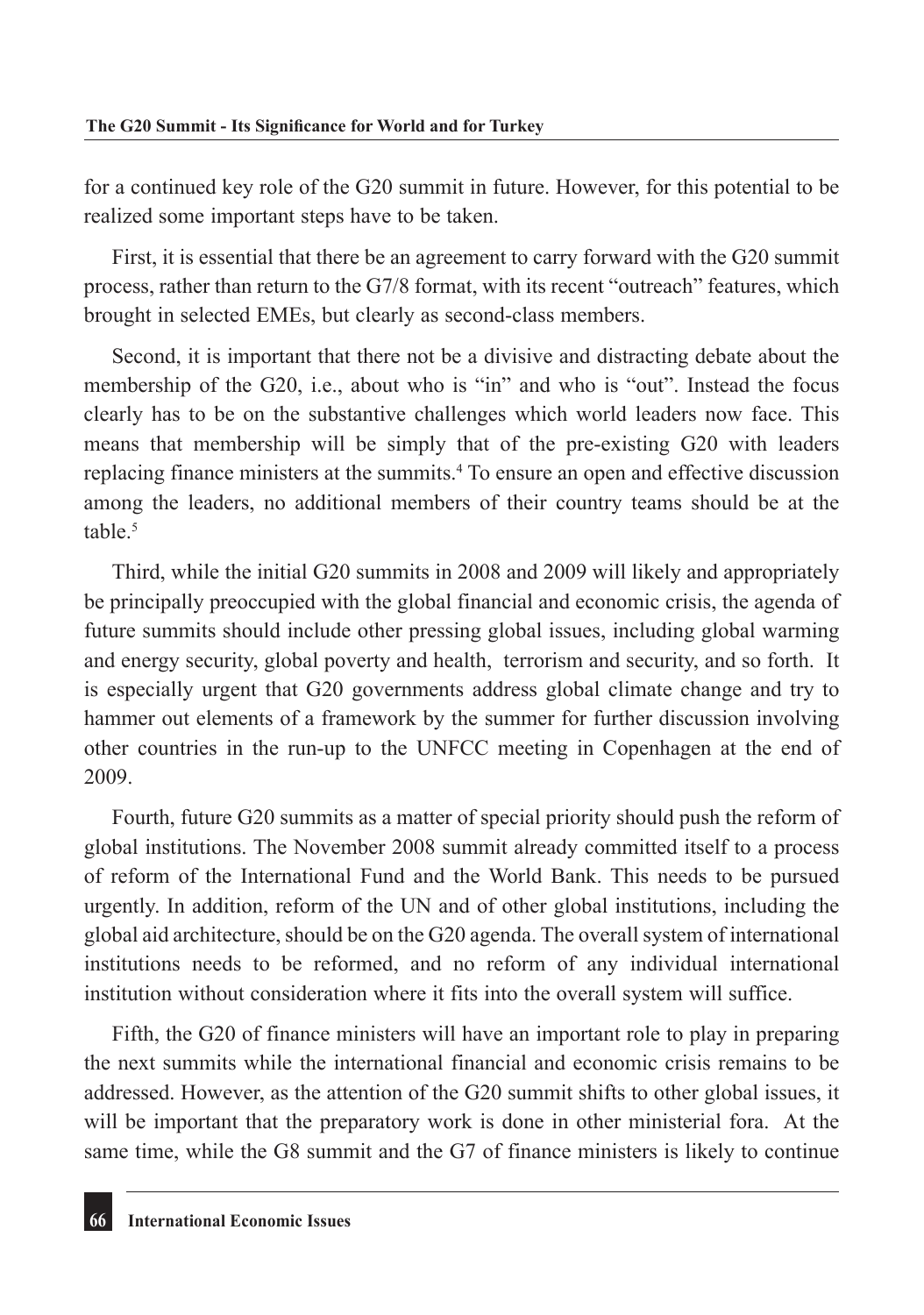for a continued key role of the G20 summit in future. However, for this potential to be realized some important steps have to be taken.

First, it is essential that there be an agreement to carry forward with the G20 summit process, rather than return to the G7/8 format, with its recent "outreach" features, which brought in selected EMEs, but clearly as second-class members.

Second, it is important that there not be a divisive and distracting debate about the membership of the G20, i.e., about who is "in" and who is "out". Instead the focus clearly has to be on the substantive challenges which world leaders now face. This means that membership will be simply that of the pre-existing G20 with leaders replacing finance ministers at the summits.[4] To ensure an open and effective discussion among the leaders, no additional members of their country teams should be at the table.[5]

Third, while the initial G20 summits in 2008 and 2009 will likely and appropriately be principally preoccupied with the global financial and economic crisis, the agenda of future summits should include other pressing global issues, including global warming and energy security, global poverty and health, terrorism and security, and so forth. It is especially urgent that G20 governments address global climate change and try to hammer out elements of a framework by the summer for further discussion involving other countries in the run-up to the UNFCC meeting in Copenhagen at the end of 2009.

Fourth, future G20 summits as a matter of special priority should push the reform of global institutions. The November 2008 summit already committed itself to a process of reform of the International Fund and the World Bank. This needs to be pursued urgently. In addition, reform of the UN and of other global institutions, including the global aid architecture, should be on the G20 agenda. The overall system of international institutions needs to be reformed, and no reform of any individual international institution without consideration where it fits into the overall system will suffice.

Fifth, the G20 of finance ministers will have an important role to play in preparing the next summits while the international financial and economic crisis remains to be addressed. However, as the attention of the G20 summit shifts to other global issues, it will be important that the preparatory work is done in other ministerial fora. At the same time, while the G8 summit and the G7 of finance ministers is likely to continue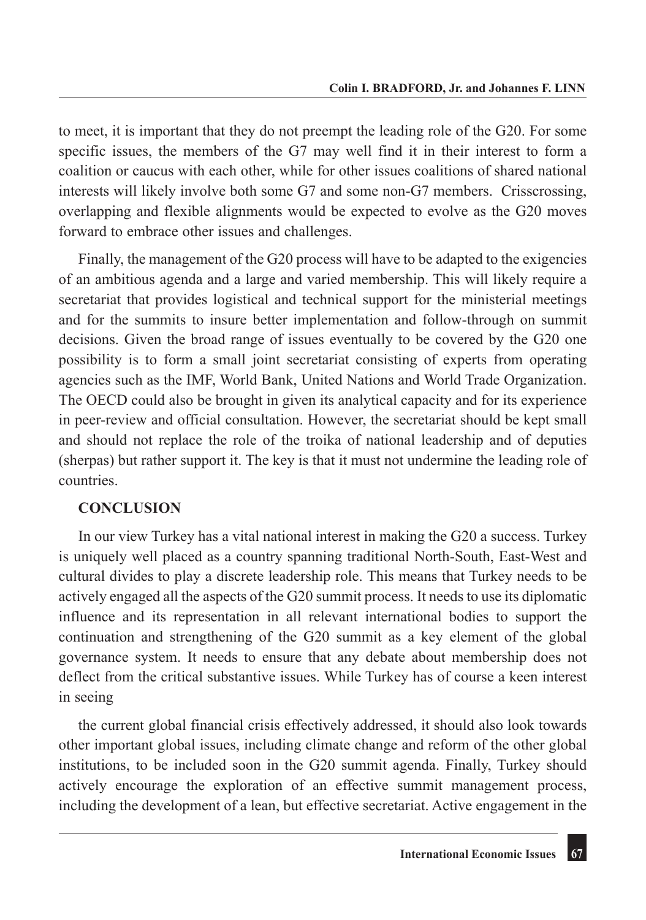to meet, it is important that they do not preempt the leading role of the G20. For some specific issues, the members of the G7 may well find it in their interest to form a coalition or caucus with each other, while for other issues coalitions of shared national interests will likely involve both some G7 and some non-G7 members. Crisscrossing, overlapping and flexible alignments would be expected to evolve as the G20 moves forward to embrace other issues and challenges.

Finally, the management of the G20 process will have to be adapted to the exigencies of an ambitious agenda and a large and varied membership. This will likely require a secretariat that provides logistical and technical support for the ministerial meetings and for the summits to insure better implementation and follow-through on summit decisions. Given the broad range of issues eventually to be covered by the G20 one possibility is to form a small joint secretariat consisting of experts from operating agencies such as the IMF, World Bank, United Nations and World Trade Organization. The OECD could also be brought in given its analytical capacity and for its experience in peer-review and official consultation. However, the secretariat should be kept small and should not replace the role of the troika of national leadership and of deputies (sherpas) but rather support it. The key is that it must not undermine the leading role of countries.

## CONCLUSION

In our view Turkey has a vital national interest in making the G20 a success. Turkey is uniquely well placed as a country spanning traditional North-South, East-West and cultural divides to play a discrete leadership role. This means that Turkey needs to be actively engaged all the aspects of the G20 summit process. It needs to use its diplomatic influence and its representation in all relevant international bodies to support the continuation and strengthening of the G20 summit as a key element of the global governance system. It needs to ensure that any debate about membership does not deflect from the critical substantive issues. While Turkey has of course a keen interest in seeing

the current global financial crisis effectively addressed, it should also look towards other important global issues, including climate change and reform of the other global institutions, to be included soon in the G20 summit agenda. Finally, Turkey should actively encourage the exploration of an effective summit management process, including the development of a lean, but effective secretariat. Active engagement in the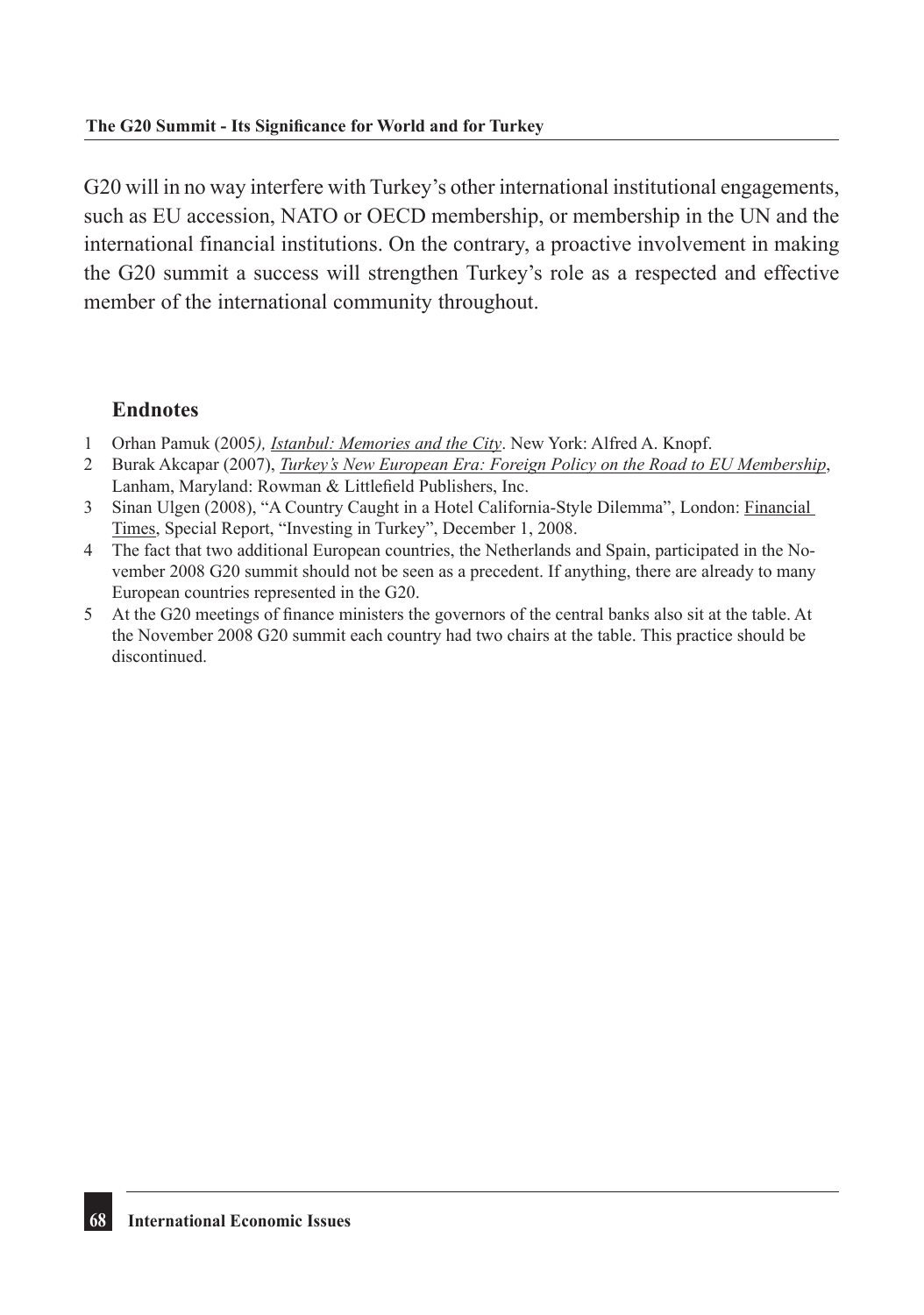G20 will in no way interfere with Turkey's other international institutional engagements, such as EU accession, NATO or OECD membership, or membership in the UN and the international financial institutions. On the contrary, a proactive involvement in making the G20 summit a success will strengthen Turkey's role as a respected and effective member of the international community throughout.

### Endnotes

1. Orhan Pamuk (2005*), Istanbul: Memories and the City*. New York: Alfred A. Knopf.
2. Burak Akcapar (2007), *Turkey's New European Era: Foreign Policy on the Road to EU Membership*, Lanham, Maryland: Rowman & Littlefield Publishers, Inc.
3. Sinan Ulgen (2008), "A Country Caught in a Hotel California-Style Dilemma", London: Financial Times, Special Report, "Investing in Turkey", December 1, 2008.
4. The fact that two additional European countries, the Netherlands and Spain, participated in the November 2008 G20 summit should not be seen as a precedent. If anything, there are already to many European countries represented in the G20.
5. At the G20 meetings of finance ministers the governors of the central banks also sit at the table. At the November 2008 G20 summit each country had two chairs at the table. This practice should be discontinued.